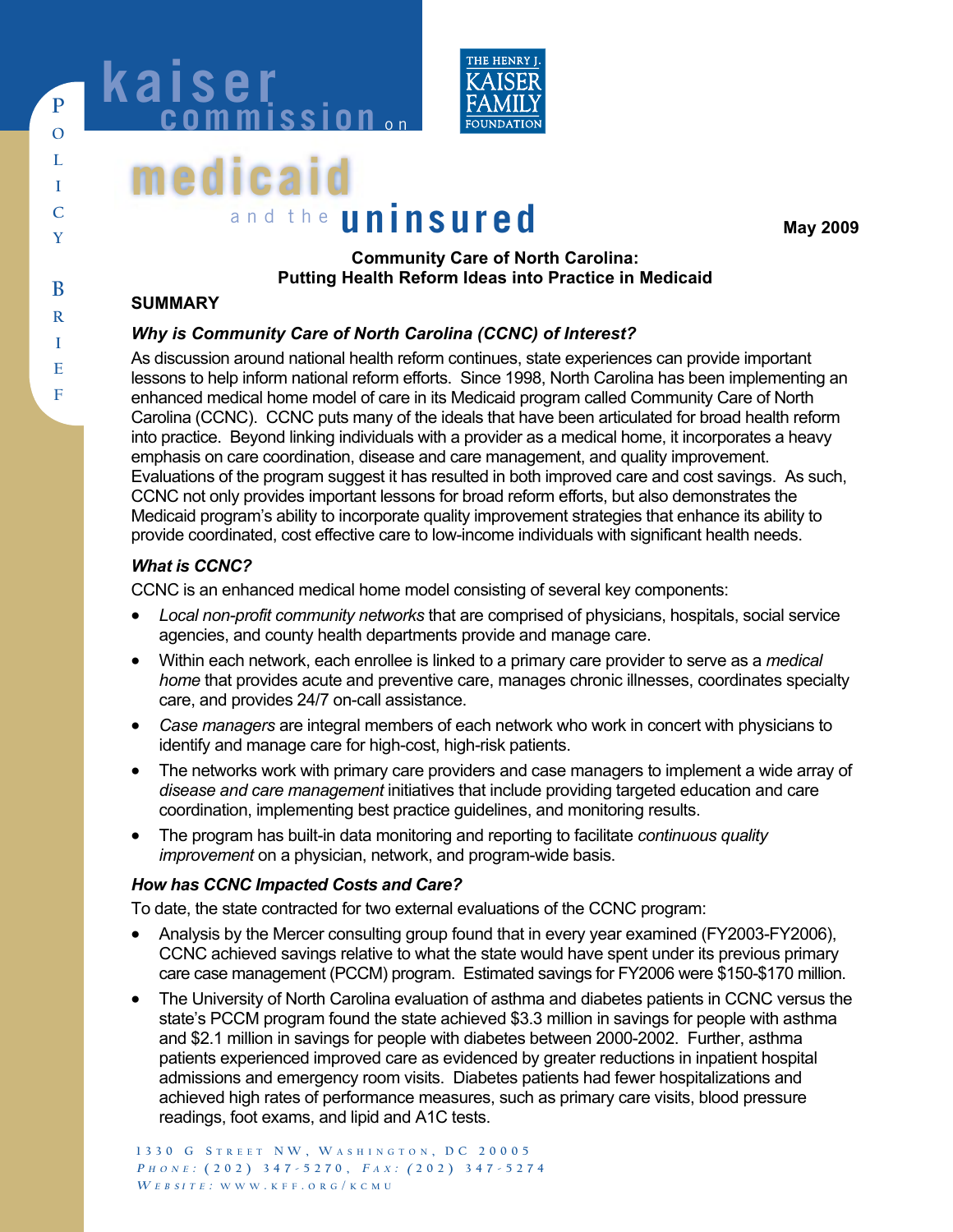kaiser commission on medicaid and the uninsured

POLICY BRIEF

May 2009

## Community Care of North Carolina: Putting Health Reform Ideas into Practice in Medicaid

### SUMMARY

#### *Why is Community Care of North Carolina (CCNC) of Interest?*

As discussion around national health reform continues, state experiences can provide important lessons to help inform national reform efforts. Since 1998, North Carolina has been implementing an enhanced medical home model of care in its Medicaid program called Community Care of North Carolina (CCNC). CCNC puts many of the ideals that have been articulated for broad health reform into practice. Beyond linking individuals with a provider as a medical home, it incorporates a heavy emphasis on care coordination, disease and care management, and quality improvement. Evaluations of the program suggest it has resulted in both improved care and cost savings. As such, CCNC not only provides important lessons for broad reform efforts, but also demonstrates the Medicaid program's ability to incorporate quality improvement strategies that enhance its ability to provide coordinated, cost effective care to low-income individuals with significant health needs.

#### *What is CCNC?*

CCNC is an enhanced medical home model consisting of several key components:

- *Local non-profit community networks* that are comprised of physicians, hospitals, social service agencies, and county health departments provide and manage care.
- Within each network, each enrollee is linked to a primary care provider to serve as a *medical home* that provides acute and preventive care, manages chronic illnesses, coordinates specialty care, and provides 24/7 on-call assistance.
- *Case managers* are integral members of each network who work in concert with physicians to identify and manage care for high-cost, high-risk patients.
- The networks work with primary care providers and case managers to implement a wide array of *disease and care management* initiatives that include providing targeted education and care coordination, implementing best practice guidelines, and monitoring results.
- The program has built-in data monitoring and reporting to facilitate *continuous quality improvement* on a physician, network, and program-wide basis.

#### *How has CCNC Impacted Costs and Care?*

To date, the state contracted for two external evaluations of the CCNC program:

- Analysis by the Mercer consulting group found that in every year examined (FY2003-FY2006), CCNC achieved savings relative to what the state would have spent under its previous primary care case management (PCCM) program. Estimated savings for FY2006 were $150-$170 million.
- The University of North Carolina evaluation of asthma and diabetes patients in CCNC versus the state's PCCM program found the state achieved $3.3 million in savings for people with asthma and $2.1 million in savings for people with diabetes between 2000-2002. Further, asthma patients experienced improved care as evidenced by greater reductions in inpatient hospital admissions and emergency room visits. Diabetes patients had fewer hospitalizations and achieved high rates of performance measures, such as primary care visits, blood pressure readings, foot exams, and lipid and A1C tests.

1330 G Street NW, Washington, DC 20005
*Phone:* (202) 347-5270, *Fax:* (202) 347-5274
*Website:* www.kff.org/kcmu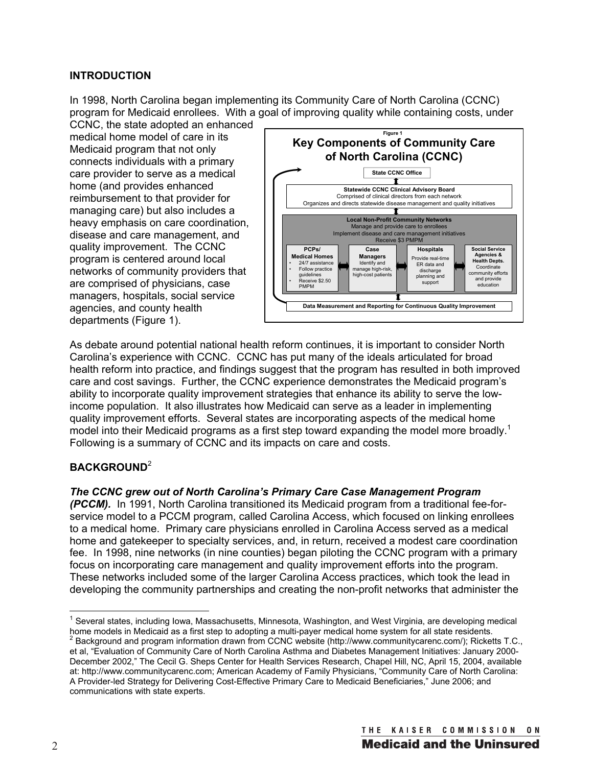## INTRODUCTION

In 1998, North Carolina began implementing its Community Care of North Carolina (CCNC) program for Medicaid enrollees. With a goal of improving quality while containing costs, under CCNC, the state adopted an enhanced medical home model of care in its Medicaid program that not only connects individuals with a primary care provider to serve as a medical home (and provides enhanced reimbursement to that provider for managing care) but also includes a heavy emphasis on care coordination, disease and care management, and quality improvement. The CCNC program is centered around local networks of community providers that are comprised of physicians, case managers, hospitals, social service agencies, and county health departments (Figure 1).

Figure 1

**Key Components of Community Care of North Carolina (CCNC)**

**State CCNC Office**

**Statewide CCNC Clinical Advisory Board**
Comprised of clinical directors from each network
Organizes and directs statewide disease management and quality initiatives

**Local Non-Profit Community Networks**
Manage and provide care to enrollees
Implement disease and care management initiatives
Receive $3 PMPM

| PCPs/ Medical Homes | Case Managers | Hospitals | Social Service Agencies & Health Depts. |
|---|---|---|---|
| • 24/7 assistance • Follow practice guidelines • Receive $2.50 PMPM | Identify and manage high-risk, high-cost patients | Provide real-time ER data and discharge planning and support | Coordinate community efforts and provide education |

**Data Measurement and Reporting for Continuous Quality Improvement**

As debate around potential national health reform continues, it is important to consider North Carolina's experience with CCNC. CCNC has put many of the ideals articulated for broad health reform into practice, and findings suggest that the program has resulted in both improved care and cost savings. Further, the CCNC experience demonstrates the Medicaid program's ability to incorporate quality improvement strategies that enhance its ability to serve the low-income population. It also illustrates how Medicaid can serve as a leader in implementing quality improvement efforts. Several states are incorporating aspects of the medical home model into their Medicaid programs as a first step toward expanding the model more broadly.[1] Following is a summary of CCNC and its impacts on care and costs.

## BACKGROUND[2]

***The CCNC grew out of North Carolina's Primary Care Case Management Program (PCCM).*** In 1991, North Carolina transitioned its Medicaid program from a traditional fee-for-service model to a PCCM program, called Carolina Access, which focused on linking enrollees to a medical home. Primary care physicians enrolled in Carolina Access served as a medical home and gatekeeper to specialty services, and, in return, received a modest care coordination fee. In 1998, nine networks (in nine counties) began piloting the CCNC program with a primary focus on incorporating care management and quality improvement efforts into the program. These networks included some of the larger Carolina Access practices, which took the lead in developing the community partnerships and creating the non-profit networks that administer the

---

[1] Several states, including Iowa, Massachusetts, Minnesota, Washington, and West Virginia, are developing medical home models in Medicaid as a first step to adopting a multi-payer medical home system for all state residents.

[2] Background and program information drawn from CCNC website (http://www.communitycarenc.com/); Ricketts T.C., et al, "Evaluation of Community Care of North Carolina Asthma and Diabetes Management Initiatives: January 2000-December 2002," The Cecil G. Sheps Center for Health Services Research, Chapel Hill, NC, April 15, 2004, available at: http://www.communitycarenc.com; American Academy of Family Physicians, "Community Care of North Carolina: A Provider-led Strategy for Delivering Cost-Effective Primary Care to Medicaid Beneficiaries," June 2006; and communications with state experts.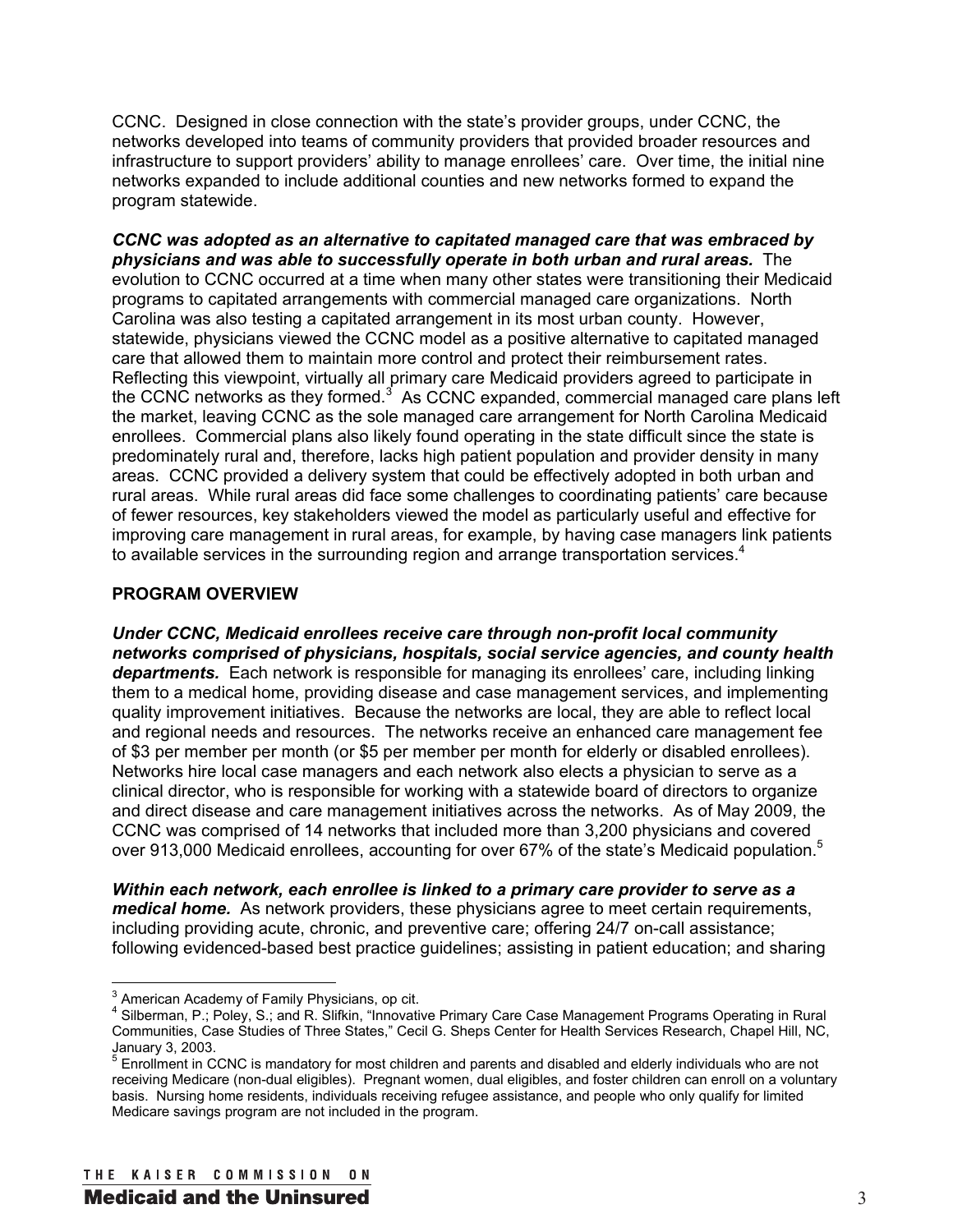CCNC. Designed in close connection with the state's provider groups, under CCNC, the networks developed into teams of community providers that provided broader resources and infrastructure to support providers' ability to manage enrollees' care. Over time, the initial nine networks expanded to include additional counties and new networks formed to expand the program statewide.

***CCNC was adopted as an alternative to capitated managed care that was embraced by physicians and was able to successfully operate in both urban and rural areas.*** The evolution to CCNC occurred at a time when many other states were transitioning their Medicaid programs to capitated arrangements with commercial managed care organizations. North Carolina was also testing a capitated arrangement in its most urban county. However, statewide, physicians viewed the CCNC model as a positive alternative to capitated managed care that allowed them to maintain more control and protect their reimbursement rates. Reflecting this viewpoint, virtually all primary care Medicaid providers agreed to participate in the CCNC networks as they formed.[3] As CCNC expanded, commercial managed care plans left the market, leaving CCNC as the sole managed care arrangement for North Carolina Medicaid enrollees. Commercial plans also likely found operating in the state difficult since the state is predominately rural and, therefore, lacks high patient population and provider density in many areas. CCNC provided a delivery system that could be effectively adopted in both urban and rural areas. While rural areas did face some challenges to coordinating patients' care because of fewer resources, key stakeholders viewed the model as particularly useful and effective for improving care management in rural areas, for example, by having case managers link patients to available services in the surrounding region and arrange transportation services.[4]

## PROGRAM OVERVIEW

***Under CCNC, Medicaid enrollees receive care through non-profit local community networks comprised of physicians, hospitals, social service agencies, and county health departments.*** Each network is responsible for managing its enrollees' care, including linking them to a medical home, providing disease and case management services, and implementing quality improvement initiatives. Because the networks are local, they are able to reflect local and regional needs and resources. The networks receive an enhanced care management fee of $3 per member per month (or $5 per member per month for elderly or disabled enrollees). Networks hire local case managers and each network also elects a physician to serve as a clinical director, who is responsible for working with a statewide board of directors to organize and direct disease and care management initiatives across the networks. As of May 2009, the CCNC was comprised of 14 networks that included more than 3,200 physicians and covered over 913,000 Medicaid enrollees, accounting for over 67% of the state's Medicaid population.[5]

***Within each network, each enrollee is linked to a primary care provider to serve as a medical home.*** As network providers, these physicians agree to meet certain requirements, including providing acute, chronic, and preventive care; offering 24/7 on-call assistance; following evidenced-based best practice guidelines; assisting in patient education; and sharing

---

[3] American Academy of Family Physicians, op cit.

[4] Silberman, P.; Poley, S.; and R. Slifkin, "Innovative Primary Care Case Management Programs Operating in Rural Communities, Case Studies of Three States," Cecil G. Sheps Center for Health Services Research, Chapel Hill, NC, January 3, 2003.

[5] Enrollment in CCNC is mandatory for most children and parents and disabled and elderly individuals who are not receiving Medicare (non-dual eligibles). Pregnant women, dual eligibles, and foster children can enroll on a voluntary basis. Nursing home residents, individuals receiving refugee assistance, and people who only qualify for limited Medicare savings program are not included in the program.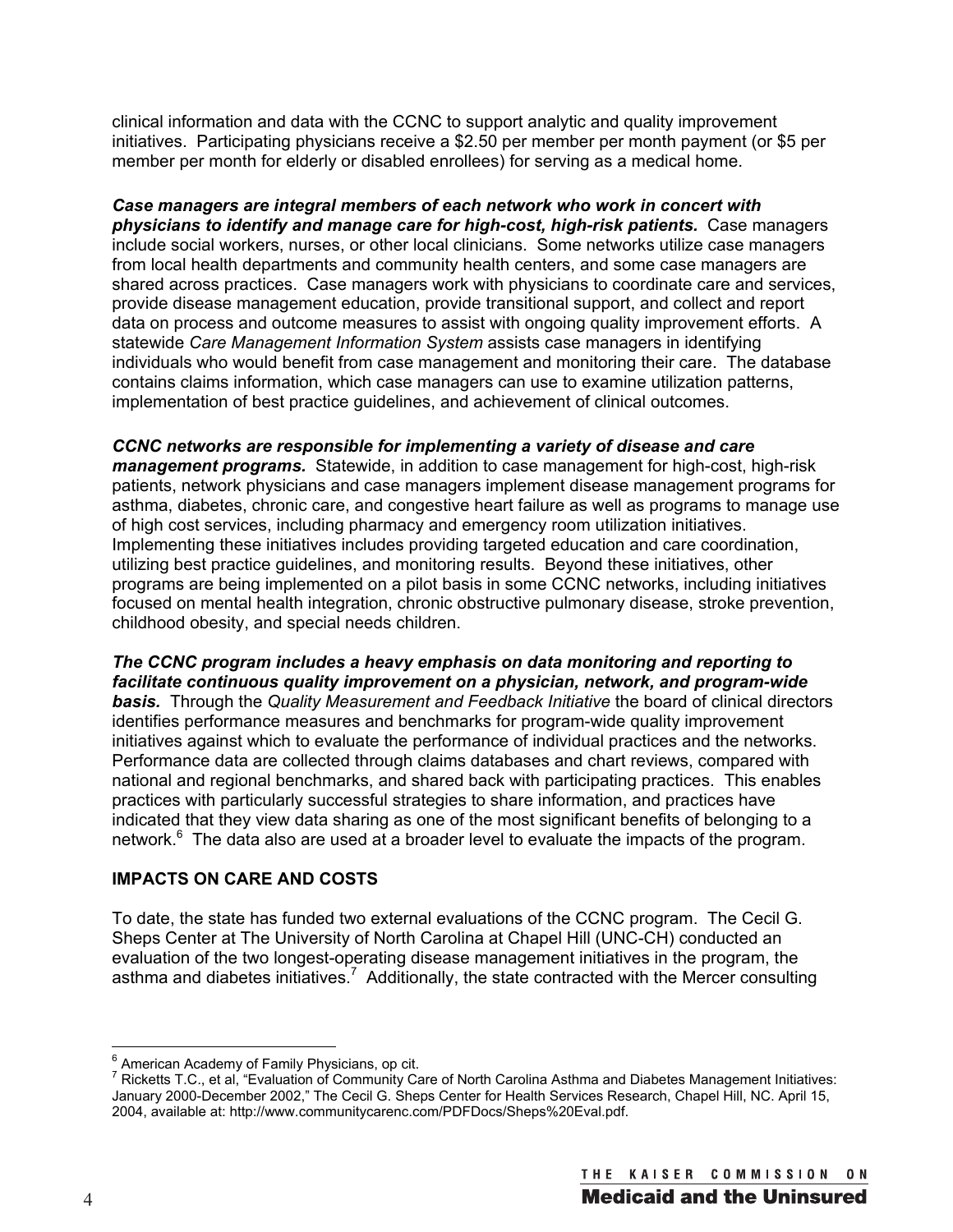clinical information and data with the CCNC to support analytic and quality improvement initiatives. Participating physicians receive a $2.50 per member per month payment (or $5 per member per month for elderly or disabled enrollees) for serving as a medical home.

***Case managers are integral members of each network who work in concert with physicians to identify and manage care for high-cost, high-risk patients.*** Case managers include social workers, nurses, or other local clinicians. Some networks utilize case managers from local health departments and community health centers, and some case managers are shared across practices. Case managers work with physicians to coordinate care and services, provide disease management education, provide transitional support, and collect and report data on process and outcome measures to assist with ongoing quality improvement efforts. A statewide *Care Management Information System* assists case managers in identifying individuals who would benefit from case management and monitoring their care. The database contains claims information, which case managers can use to examine utilization patterns, implementation of best practice guidelines, and achievement of clinical outcomes.

***CCNC networks are responsible for implementing a variety of disease and care management programs.*** Statewide, in addition to case management for high-cost, high-risk patients, network physicians and case managers implement disease management programs for asthma, diabetes, chronic care, and congestive heart failure as well as programs to manage use of high cost services, including pharmacy and emergency room utilization initiatives. Implementing these initiatives includes providing targeted education and care coordination, utilizing best practice guidelines, and monitoring results. Beyond these initiatives, other programs are being implemented on a pilot basis in some CCNC networks, including initiatives focused on mental health integration, chronic obstructive pulmonary disease, stroke prevention, childhood obesity, and special needs children.

***The CCNC program includes a heavy emphasis on data monitoring and reporting to facilitate continuous quality improvement on a physician, network, and program-wide basis.*** Through the *Quality Measurement and Feedback Initiative* the board of clinical directors identifies performance measures and benchmarks for program-wide quality improvement initiatives against which to evaluate the performance of individual practices and the networks. Performance data are collected through claims databases and chart reviews, compared with national and regional benchmarks, and shared back with participating practices. This enables practices with particularly successful strategies to share information, and practices have indicated that they view data sharing as one of the most significant benefits of belonging to a network.[6] The data also are used at a broader level to evaluate the impacts of the program.

## IMPACTS ON CARE AND COSTS

To date, the state has funded two external evaluations of the CCNC program. The Cecil G. Sheps Center at The University of North Carolina at Chapel Hill (UNC-CH) conducted an evaluation of the two longest-operating disease management initiatives in the program, the asthma and diabetes initiatives.[7] Additionally, the state contracted with the Mercer consulting

---

[6] American Academy of Family Physicians, op cit.

[7] Ricketts T.C., et al, "Evaluation of Community Care of North Carolina Asthma and Diabetes Management Initiatives: January 2000-December 2002," The Cecil G. Sheps Center for Health Services Research, Chapel Hill, NC. April 15, 2004, available at: http://www.communitycarenc.com/PDFDocs/Sheps%20Eval.pdf.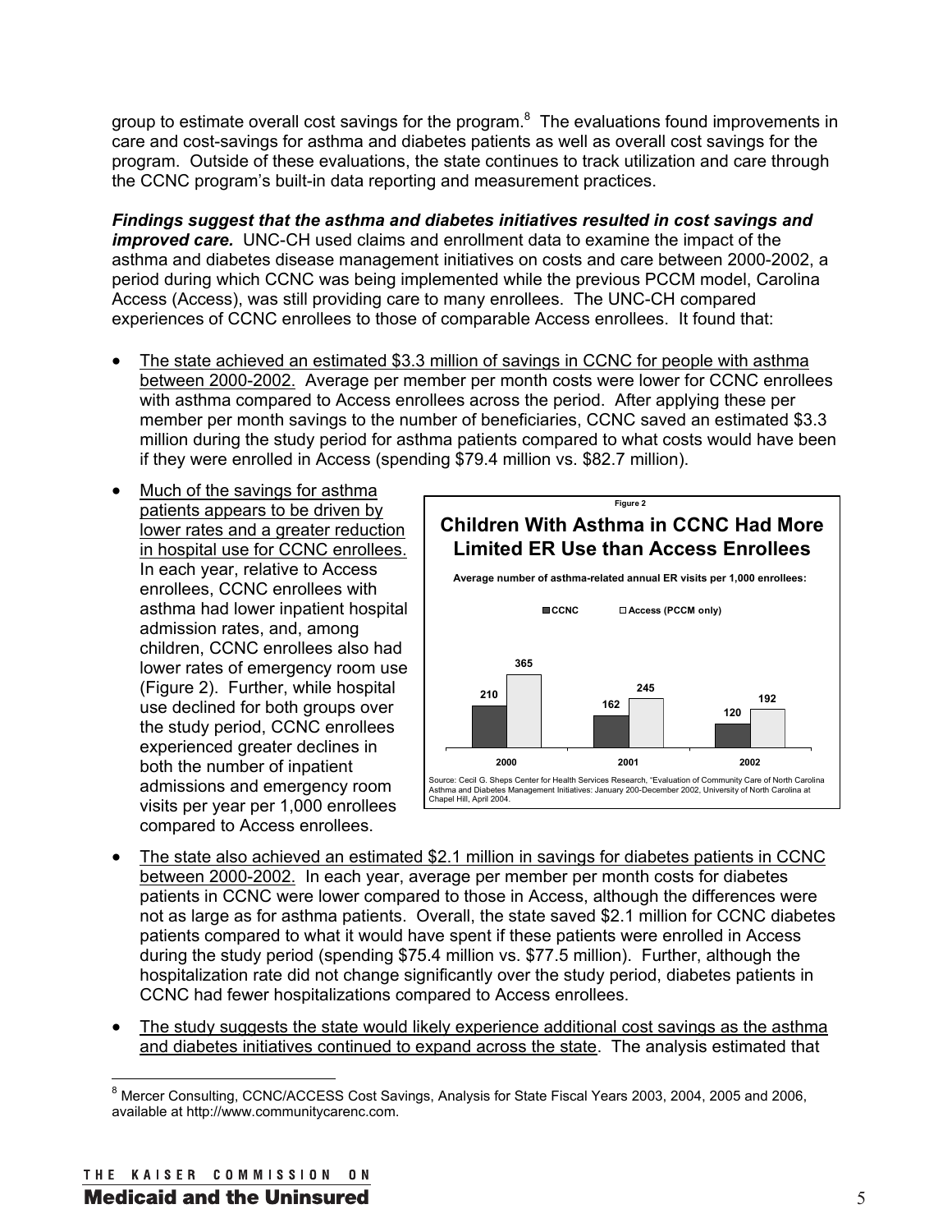group to estimate overall cost savings for the program.[8] The evaluations found improvements in care and cost-savings for asthma and diabetes patients as well as overall cost savings for the program. Outside of these evaluations, the state continues to track utilization and care through the CCNC program's built-in data reporting and measurement practices.

***Findings suggest that the asthma and diabetes initiatives resulted in cost savings and improved care.*** UNC-CH used claims and enrollment data to examine the impact of the asthma and diabetes disease management initiatives on costs and care between 2000-2002, a period during which CCNC was being implemented while the previous PCCM model, Carolina Access (Access), was still providing care to many enrollees. The UNC-CH compared experiences of CCNC enrollees to those of comparable Access enrollees. It found that:

- The state achieved an estimated $3.3 million of savings in CCNC for people with asthma between 2000-2002. Average per member per month costs were lower for CCNC enrollees with asthma compared to Access enrollees across the period. After applying these per member per month savings to the number of beneficiaries, CCNC saved an estimated $3.3 million during the study period for asthma patients compared to what costs would have been if they were enrolled in Access (spending $79.4 million vs. $82.7 million).

- Much of the savings for asthma patients appears to be driven by lower rates and a greater reduction in hospital use for CCNC enrollees. In each year, relative to Access enrollees, CCNC enrollees with asthma had lower inpatient hospital admission rates, and, among children, CCNC enrollees also had lower rates of emergency room use (Figure 2). Further, while hospital use declined for both groups over the study period, CCNC enrollees experienced greater declines in both the number of inpatient admissions and emergency room visits per year per 1,000 enrollees compared to Access enrollees.

**Figure 2**

**Children With Asthma in CCNC Had More Limited ER Use than Access Enrollees**

**Average number of asthma-related annual ER visits per 1,000 enrollees:**

| Year | CCNC | Access (PCCM only) |
|---|---|---|
| 2000 | 210 | 365 |
| 2001 | 162 | 245 |
| 2002 | 120 | 192 |

Source: Cecil G. Sheps Center for Health Services Research, "Evaluation of Community Care of North Carolina Asthma and Diabetes Management Initiatives: January 200-December 2002, University of North Carolina at Chapel Hill, April 2004.

- The state also achieved an estimated $2.1 million in savings for diabetes patients in CCNC between 2000-2002. In each year, average per member per month costs for diabetes patients in CCNC were lower compared to those in Access, although the differences were not as large as for asthma patients. Overall, the state saved $2.1 million for CCNC diabetes patients compared to what it would have spent if these patients were enrolled in Access during the study period (spending $75.4 million vs. $77.5 million). Further, although the hospitalization rate did not change significantly over the study period, diabetes patients in CCNC had fewer hospitalizations compared to Access enrollees.

- The study suggests the state would likely experience additional cost savings as the asthma and diabetes initiatives continued to expand across the state. The analysis estimated that

[8] Mercer Consulting, CCNC/ACCESS Cost Savings, Analysis for State Fiscal Years 2003, 2004, 2005 and 2006, available at http://www.communitycarenc.com.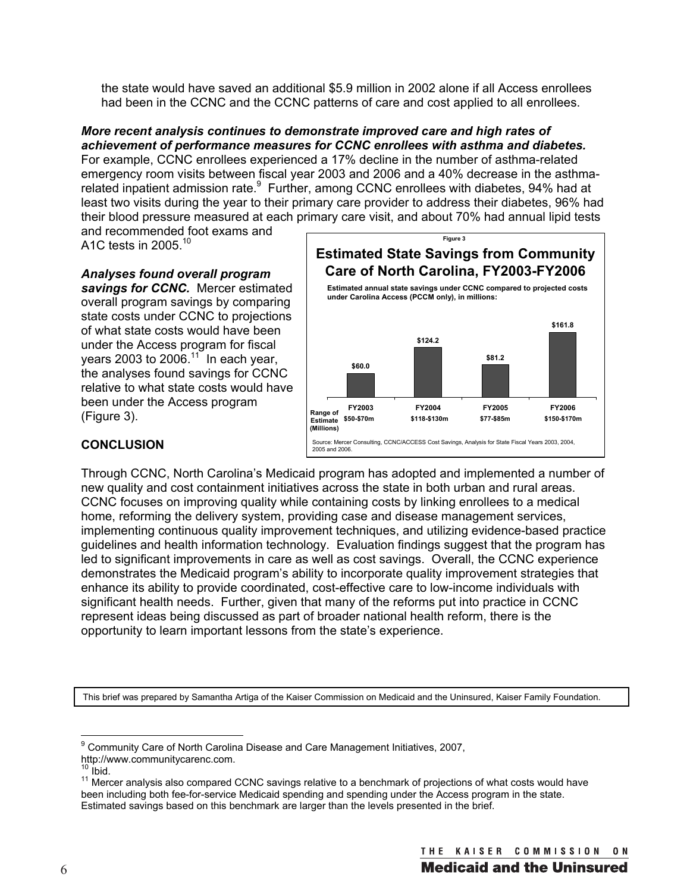the state would have saved an additional $5.9 million in 2002 alone if all Access enrollees had been in the CCNC and the CCNC patterns of care and cost applied to all enrollees.

***More recent analysis continues to demonstrate improved care and high rates of achievement of performance measures for CCNC enrollees with asthma and diabetes.*** For example, CCNC enrollees experienced a 17% decline in the number of asthma-related emergency room visits between fiscal year 2003 and 2006 and a 40% decrease in the asthma-related inpatient admission rate.[9] Further, among CCNC enrollees with diabetes, 94% had at least two visits during the year to their primary care provider to address their diabetes, 96% had their blood pressure measured at each primary care visit, and about 70% had annual lipid tests and recommended foot exams and A1C tests in 2005.[10]

***Analyses found overall program savings for CCNC.*** Mercer estimated overall program savings by comparing state costs under CCNC to projections of what state costs would have been under the Access program for fiscal years 2003 to 2006.[11] In each year, the analyses found savings for CCNC relative to what state costs would have been under the Access program (Figure 3).

Figure 3

**Estimated State Savings from Community Care of North Carolina, FY2003-FY2006**

Estimated annual state savings under CCNC compared to projected costs under Carolina Access (PCCM only), in millions:

| | FY2003 | FY2004 | FY2005 | FY2006 |
|---|---|---|---|---|
| Estimated savings | $60.0 | $124.2 | $81.2 | $161.8 |
| Range of Estimate (Millions) | $50-$70m | $118-$130m | $77-$85m | $150-$170m |

Source: Mercer Consulting, CCNC/ACCESS Cost Savings, Analysis for State Fiscal Years 2003, 2004, 2005 and 2006.

## CONCLUSION

Through CCNC, North Carolina's Medicaid program has adopted and implemented a number of new quality and cost containment initiatives across the state in both urban and rural areas. CCNC focuses on improving quality while containing costs by linking enrollees to a medical home, reforming the delivery system, providing case and disease management services, implementing continuous quality improvement techniques, and utilizing evidence-based practice guidelines and health information technology. Evaluation findings suggest that the program has led to significant improvements in care as well as cost savings. Overall, the CCNC experience demonstrates the Medicaid program's ability to incorporate quality improvement strategies that enhance its ability to provide coordinated, cost-effective care to low-income individuals with significant health needs. Further, given that many of the reforms put into practice in CCNC represent ideas being discussed as part of broader national health reform, there is the opportunity to learn important lessons from the state's experience.

This brief was prepared by Samantha Artiga of the Kaiser Commission on Medicaid and the Uninsured, Kaiser Family Foundation.

---

[9] Community Care of North Carolina Disease and Care Management Initiatives, 2007, http://www.communitycarenc.com.

[10] Ibid.

[11] Mercer analysis also compared CCNC savings relative to a benchmark of projections of what costs would have been including both fee-for-service Medicaid spending and spending under the Access program in the state. Estimated savings based on this benchmark are larger than the levels presented in the brief.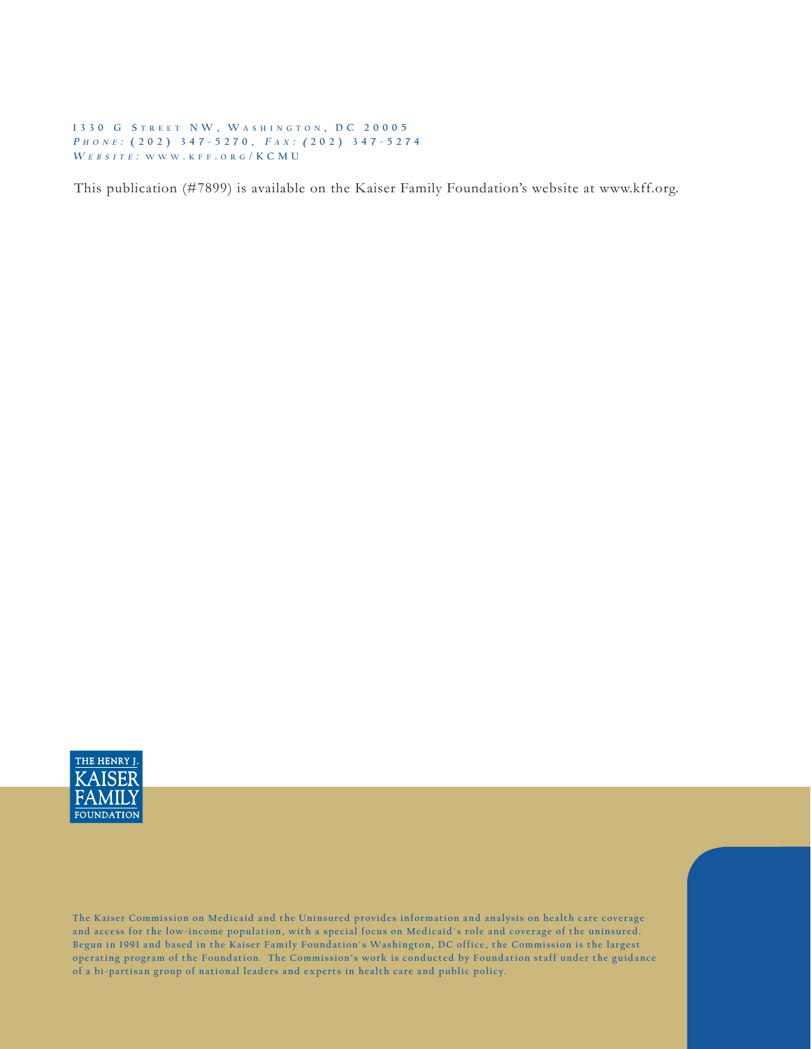1330 G Street NW, Washington, DC 20005
*Phone:* (202) 347-5270, *Fax:* (202) 347-5274
*Website:* www.kff.org/KCMU

This publication (#7899) is available on the Kaiser Family Foundation's website at www.kff.org.

THE HENRY J. KAISER FAMILY FOUNDATION

The Kaiser Commission on Medicaid and the Uninsured provides information and analysis on health care coverage and access for the low-income population, with a special focus on Medicaid's role and coverage of the uninsured. Begun in 1991 and based in the Kaiser Family Foundation's Washington, DC office, the Commission is the largest operating program of the Foundation. The Commission's work is conducted by Foundation staff under the guidance of a bi-partisan group of national leaders and experts in health care and public policy.